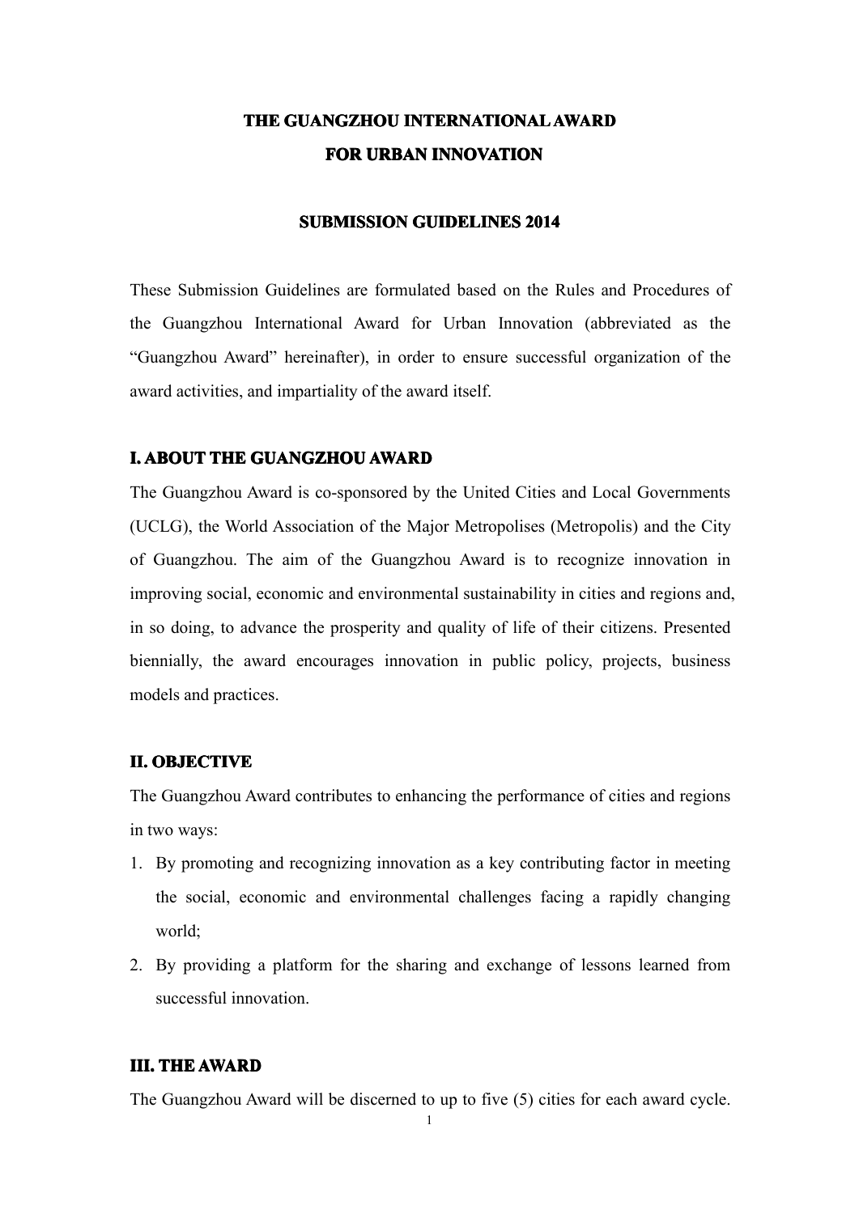# THE GUANGZHOU INTERNATIONAL AWARD FOR URBAN INNOVATION

## SUBMISSION GUIDELINES 2014

These Submission Guidelines are formulated based on the Rules and Procedures of the Guangzhou International Award for Urban Innovation (abbreviated as the "Guangzhou Award" hereinafter), in order to ensure successful organization of the award activities, and impartiality of the award itself.

## I. ABOUT THE GUANGZHOU AWARD

The Guangzhou Award is co-sponsored by the United Cities and Local Governments (UCLG), the World Association of the Major Metropolises (Metropolis) and the City of Guangzhou. The aim of the Guangzhou Award is to recognize innovation in improving social, economic and environmental sustainability in cities and regions and, in so doing, to advance the prosperity and quality of life of their citizens. Presented biennially, the award encourages innovation in public policy, projects, business models and practices.

## II. OBJECTIVE

The Guangzhou Award contributes to enhancing the performance of cities and regions in two ways:

1. By promoting and recognizing innovation as a key contributing factor in meeting the social, economic and environmental challenges facing a rapidly changing world;
2. By providing a platform for the sharing and exchange of lessons learned from successful innovation.

## III. THE AWARD

The Guangzhou Award will be discerned to up to five (5) cities for each award cycle.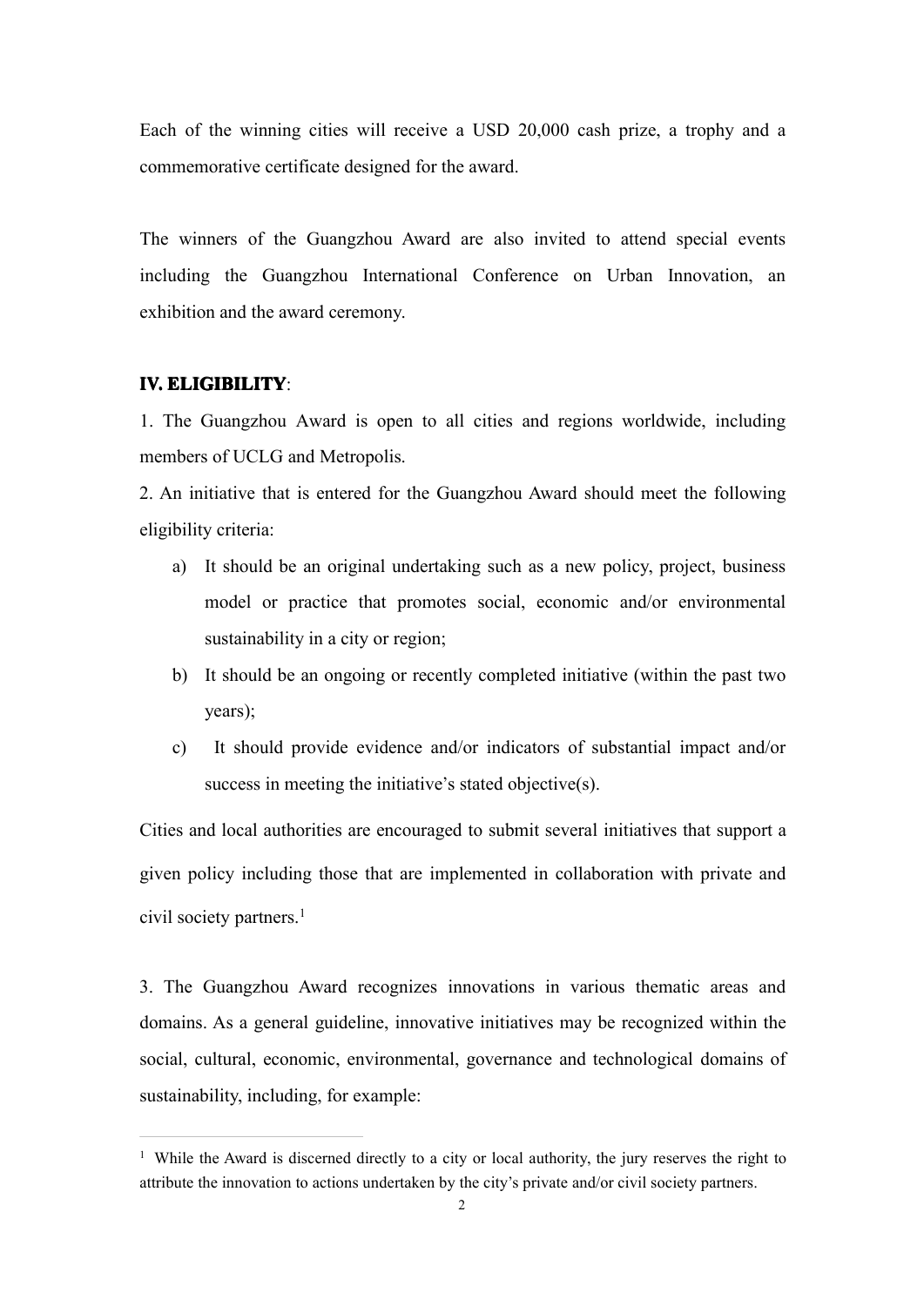Each of the winning cities will receive a USD 20,000 cash prize, a trophy and a commemorative certificate designed for the award.

The winners of the Guangzhou Award are also invited to attend special events including the Guangzhou International Conference on Urban Innovation, an exhibition and the award ceremony.

**IV. ELIGIBILITY**:

1. The Guangzhou Award is open to all cities and regions worldwide, including members of UCLG and Metropolis.
2. An initiative that is entered for the Guangzhou Award should meet the following eligibility criteria:
   a) It should be an original undertaking such as a new policy, project, business model or practice that promotes social, economic and/or environmental sustainability in a city or region;
   b) It should be an ongoing or recently completed initiative (within the past two years);
   c) It should provide evidence and/or indicators of substantial impact and/or success in meeting the initiative's stated objective(s).

Cities and local authorities are encouraged to submit several initiatives that support a given policy including those that are implemented in collaboration with private and civil society partners.[1]

3. The Guangzhou Award recognizes innovations in various thematic areas and domains. As a general guideline, innovative initiatives may be recognized within the social, cultural, economic, environmental, governance and technological domains of sustainability, including, for example:

---

[1] While the Award is discerned directly to a city or local authority, the jury reserves the right to attribute the innovation to actions undertaken by the city's private and/or civil society partners.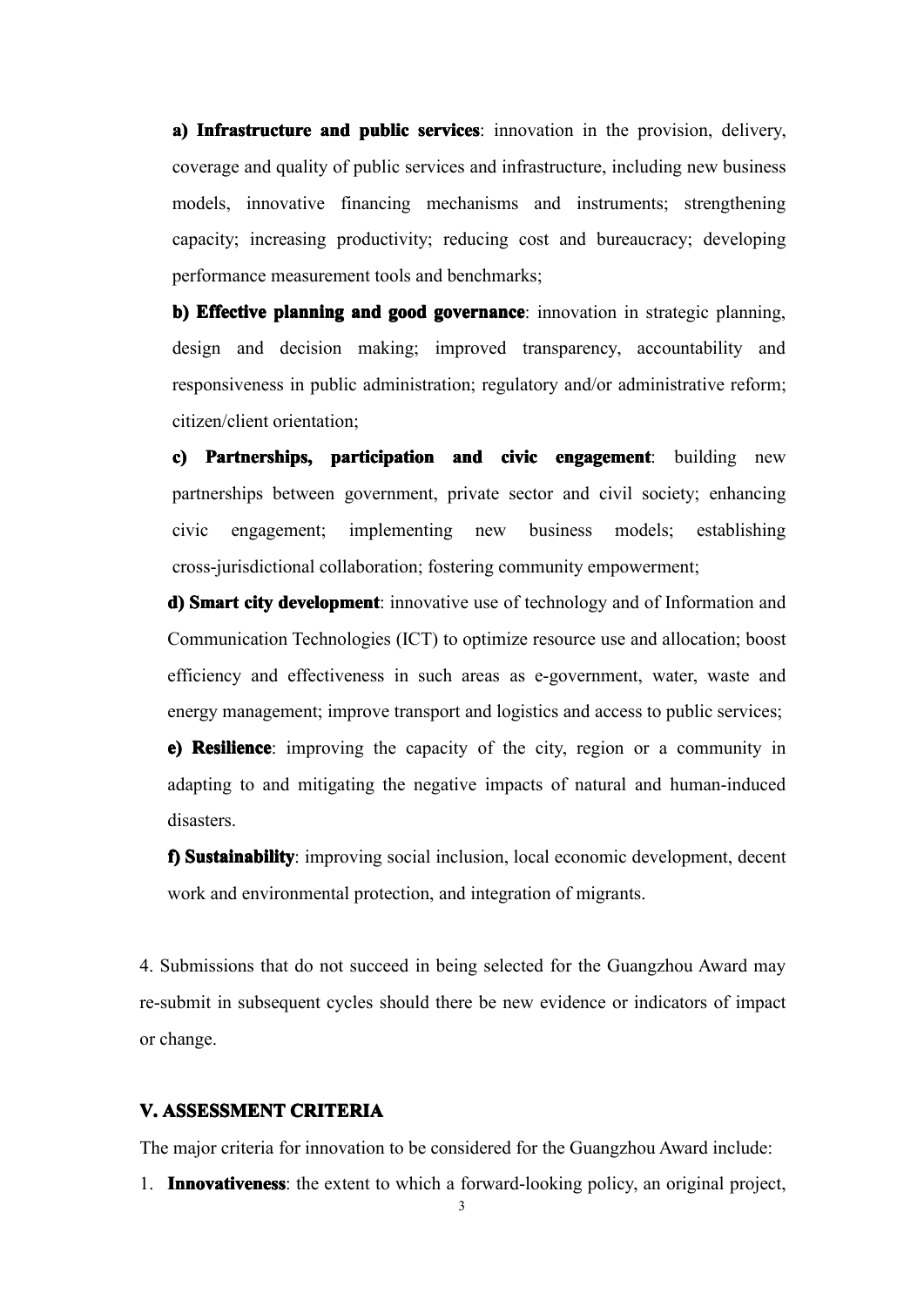**a) Infrastructure and public services**: innovation in the provision, delivery, coverage and quality of public services and infrastructure, including new business models, innovative financing mechanisms and instruments; strengthening capacity; increasing productivity; reducing cost and bureaucracy; developing performance measurement tools and benchmarks;

**b) Effective planning and good governance**: innovation in strategic planning, design and decision making; improved transparency, accountability and responsiveness in public administration; regulatory and/or administrative reform; citizen/client orientation;

**c) Partnerships, participation and civic engagement**: building new partnerships between government, private sector and civil society; enhancing civic engagement; implementing new business models; establishing cross-jurisdictional collaboration; fostering community empowerment;

**d) Smart city development**: innovative use of technology and of Information and Communication Technologies (ICT) to optimize resource use and allocation; boost efficiency and effectiveness in such areas as e-government, water, waste and energy management; improve transport and logistics and access to public services;

**e) Resilience**: improving the capacity of the city, region or a community in adapting to and mitigating the negative impacts of natural and human-induced disasters.

**f) Sustainability**: improving social inclusion, local economic development, decent work and environmental protection, and integration of migrants.

4. Submissions that do not succeed in being selected for the Guangzhou Award may re-submit in subsequent cycles should there be new evidence or indicators of impact or change.

## V. ASSESSMENT CRITERIA

The major criteria for innovation to be considered for the Guangzhou Award include:

1. **Innovativeness**: the extent to which a forward-looking policy, an original project,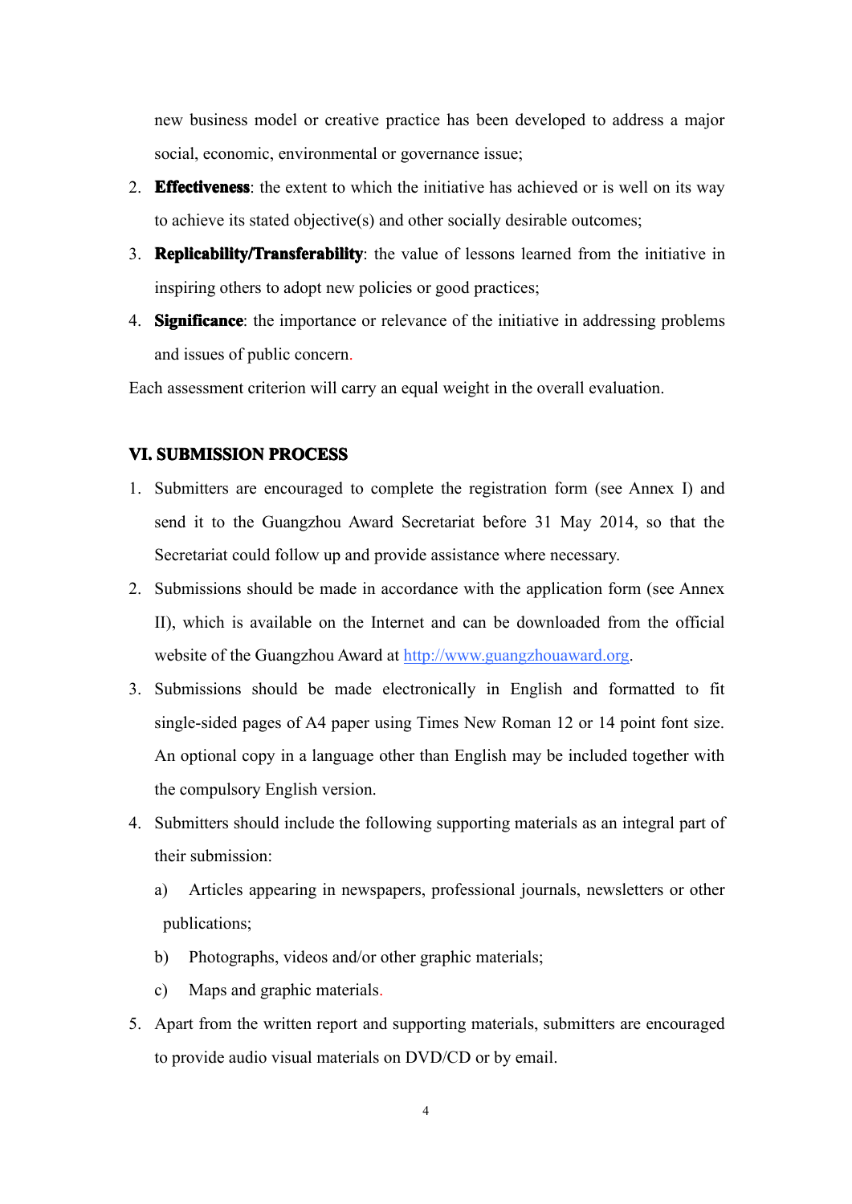new business model or creative practice has been developed to address a major social, economic, environmental or governance issue;

2. **Effectiveness**: the extent to which the initiative has achieved or is well on its way to achieve its stated objective(s) and other socially desirable outcomes;
3. **Replicability/Transferability**: the value of lessons learned from the initiative in inspiring others to adopt new policies or good practices;
4. **Significance**: the importance or relevance of the initiative in addressing problems and issues of public concern.

Each assessment criterion will carry an equal weight in the overall evaluation.

## VI. SUBMISSION PROCESS

1. Submitters are encouraged to complete the registration form (see Annex I) and send it to the Guangzhou Award Secretariat before 31 May 2014, so that the Secretariat could follow up and provide assistance where necessary.
2. Submissions should be made in accordance with the application form (see Annex II), which is available on the Internet and can be downloaded from the official website of the Guangzhou Award at http://www.guangzhouaward.org.
3. Submissions should be made electronically in English and formatted to fit single-sided pages of A4 paper using Times New Roman 12 or 14 point font size. An optional copy in a language other than English may be included together with the compulsory English version.
4. Submitters should include the following supporting materials as an integral part of their submission:
   a) Articles appearing in newspapers, professional journals, newsletters or other publications;
   b) Photographs, videos and/or other graphic materials;
   c) Maps and graphic materials.
5. Apart from the written report and supporting materials, submitters are encouraged to provide audio visual materials on DVD/CD or by email.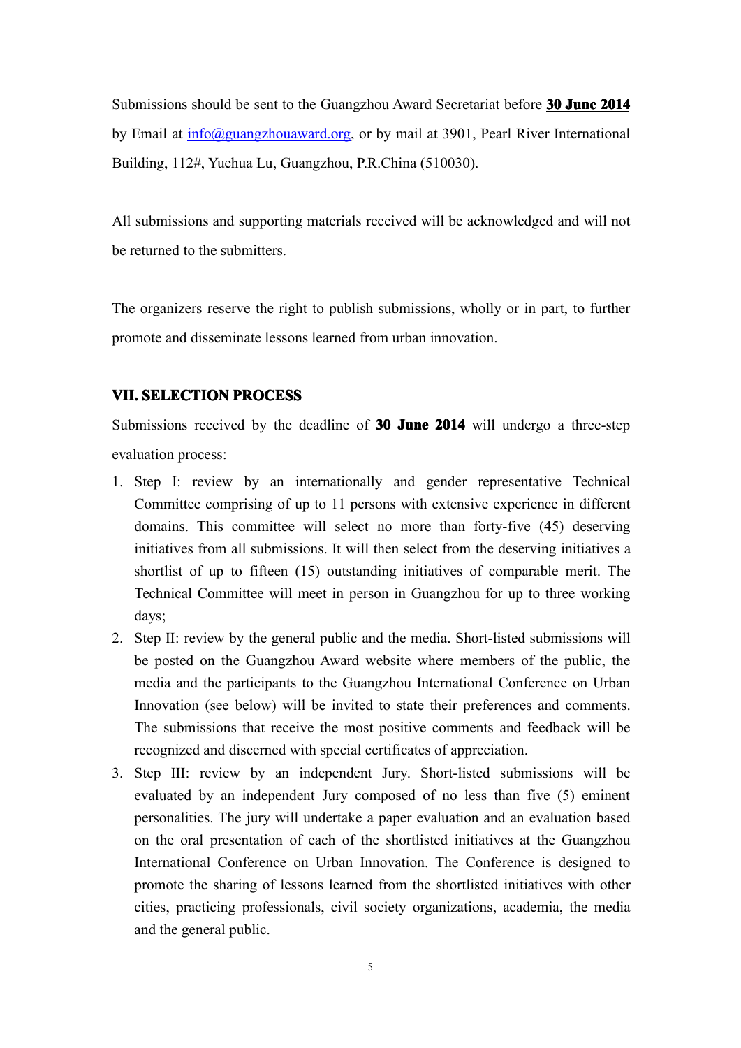Submissions should be sent to the Guangzhou Award Secretariat before **30 June 2014** by Email at info@guangzhouaward.org, or by mail at 3901, Pearl River International Building, 112#, Yuehua Lu, Guangzhou, P.R.China (510030).

All submissions and supporting materials received will be acknowledged and will not be returned to the submitters.

The organizers reserve the right to publish submissions, wholly or in part, to further promote and disseminate lessons learned from urban innovation.

## VII. SELECTION PROCESS

Submissions received by the deadline of **30 June 2014** will undergo a three-step evaluation process:

1. Step I: review by an internationally and gender representative Technical Committee comprising of up to 11 persons with extensive experience in different domains. This committee will select no more than forty-five (45) deserving initiatives from all submissions. It will then select from the deserving initiatives a shortlist of up to fifteen (15) outstanding initiatives of comparable merit. The Technical Committee will meet in person in Guangzhou for up to three working days;
2. Step II: review by the general public and the media. Short-listed submissions will be posted on the Guangzhou Award website where members of the public, the media and the participants to the Guangzhou International Conference on Urban Innovation (see below) will be invited to state their preferences and comments. The submissions that receive the most positive comments and feedback will be recognized and discerned with special certificates of appreciation.
3. Step III: review by an independent Jury. Short-listed submissions will be evaluated by an independent Jury composed of no less than five (5) eminent personalities. The jury will undertake a paper evaluation and an evaluation based on the oral presentation of each of the shortlisted initiatives at the Guangzhou International Conference on Urban Innovation. The Conference is designed to promote the sharing of lessons learned from the shortlisted initiatives with other cities, practicing professionals, civil society organizations, academia, the media and the general public.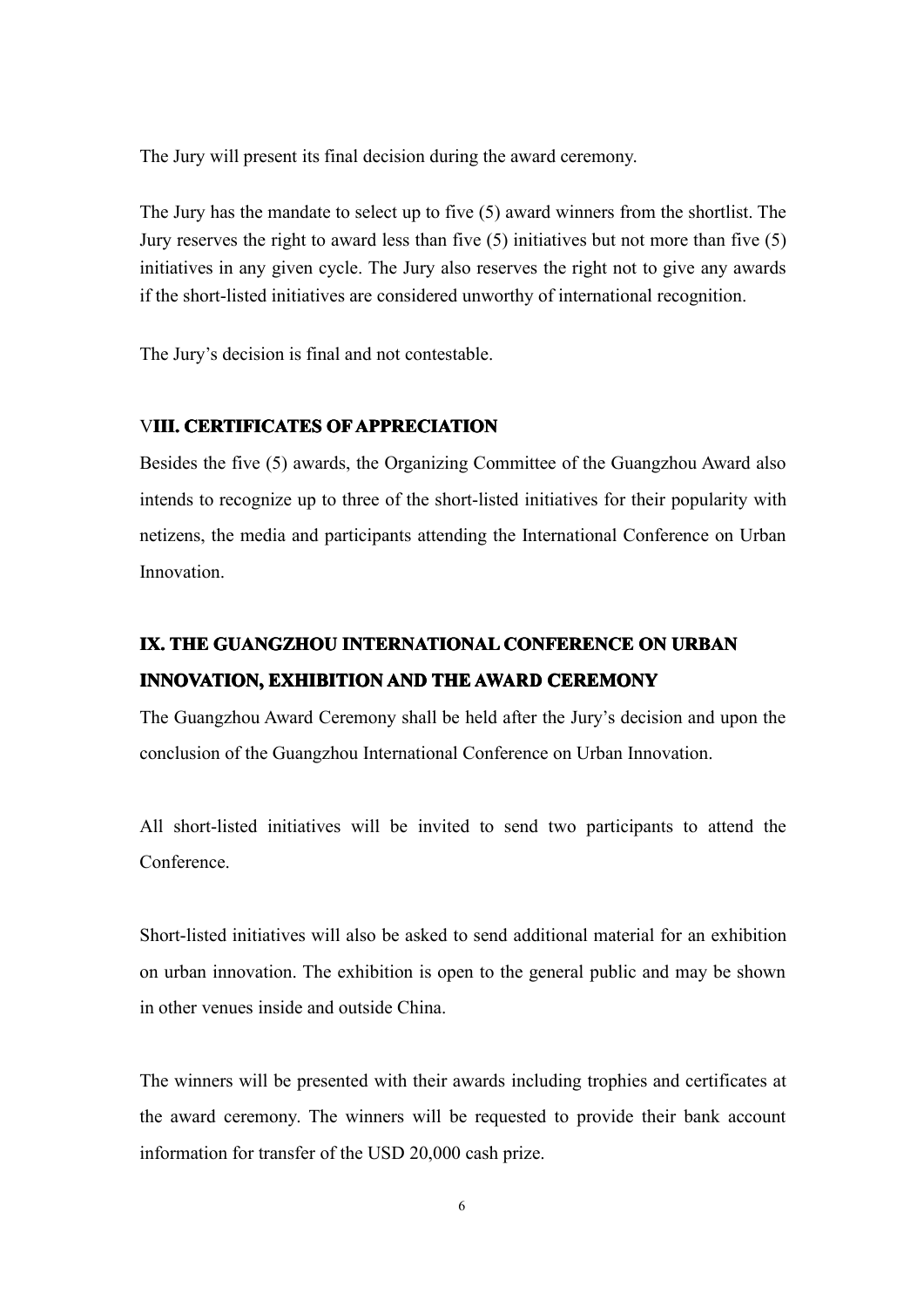The Jury will present its final decision during the award ceremony.

The Jury has the mandate to select up to five (5) award winners from the shortlist. The Jury reserves the right to award less than five (5) initiatives but not more than five (5) initiatives in any given cycle. The Jury also reserves the right not to give any awards if the short-listed initiatives are considered unworthy of international recognition.

The Jury's decision is final and not contestable.

## VIII. CERTIFICATES OF APPRECIATION

Besides the five (5) awards, the Organizing Committee of the Guangzhou Award also intends to recognize up to three of the short-listed initiatives for their popularity with netizens, the media and participants attending the International Conference on Urban Innovation.

## IX. THE GUANGZHOU INTERNATIONAL CONFERENCE ON URBAN INNOVATION, EXHIBITION AND THE AWARD CEREMONY

The Guangzhou Award Ceremony shall be held after the Jury's decision and upon the conclusion of the Guangzhou International Conference on Urban Innovation.

All short-listed initiatives will be invited to send two participants to attend the Conference.

Short-listed initiatives will also be asked to send additional material for an exhibition on urban innovation. The exhibition is open to the general public and may be shown in other venues inside and outside China.

The winners will be presented with their awards including trophies and certificates at the award ceremony. The winners will be requested to provide their bank account information for transfer of the USD 20,000 cash prize.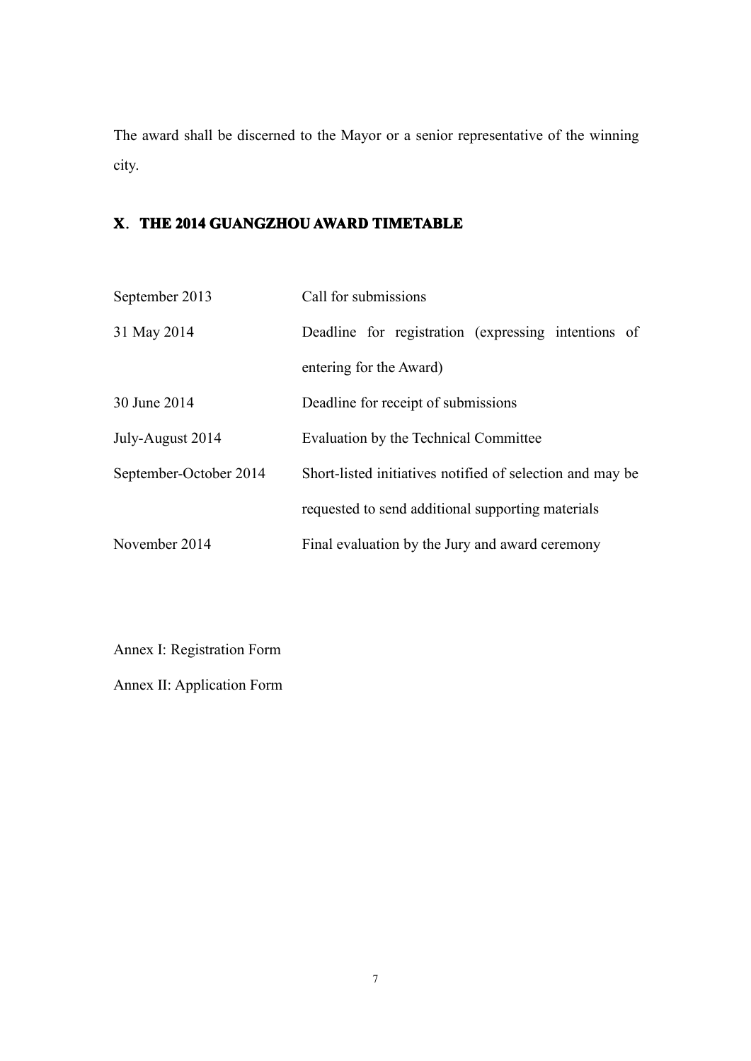The award shall be discerned to the Mayor or a senior representative of the winning city.

## X. THE 2014 GUANGZHOU AWARD TIMETABLE

| | |
|---|---|
| September 2013 | Call for submissions |
| 31 May 2014 | Deadline for registration (expressing intentions of entering for the Award) |
| 30 June 2014 | Deadline for receipt of submissions |
| July-August 2014 | Evaluation by the Technical Committee |
| September-October 2014 | Short-listed initiatives notified of selection and may be requested to send additional supporting materials |
| November 2014 | Final evaluation by the Jury and award ceremony |

Annex I: Registration Form

Annex II: Application Form